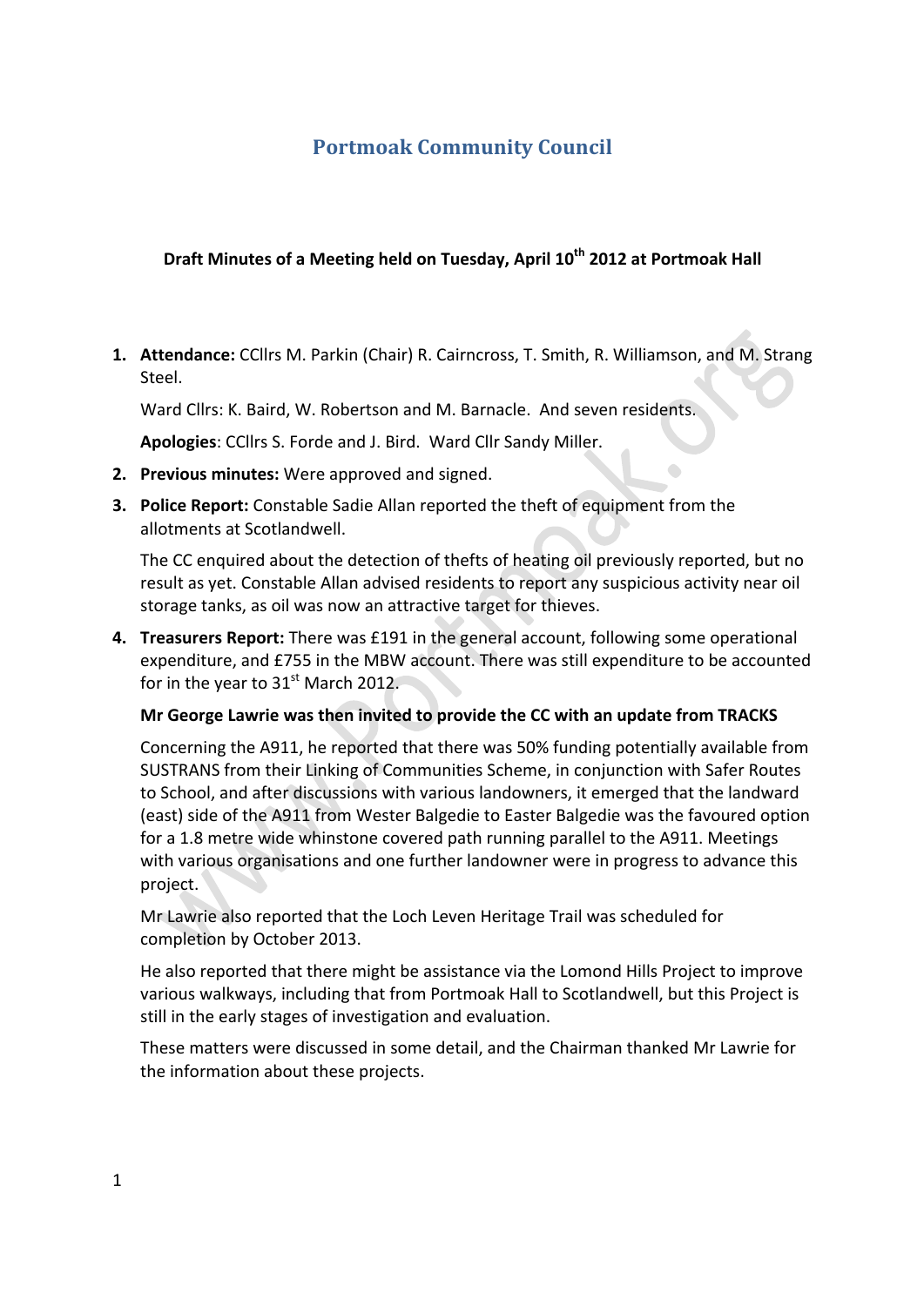# Portmoak Community Council

**Draft Minutes of a Meeting held on Tuesday, April 10th 2012 at Portmoak Hall**

1. **Attendance:** CCllrs M. Parkin (Chair) R. Cairncross, T. Smith, R. Williamson, and M. Strang Steel.

   Ward Cllrs: K. Baird, W. Robertson and M. Barnacle. And seven residents.

   **Apologies**: CCllrs S. Forde and J. Bird. Ward Cllr Sandy Miller.

2. **Previous minutes:** Were approved and signed.

3. **Police Report:** Constable Sadie Allan reported the theft of equipment from the allotments at Scotlandwell.

   The CC enquired about the detection of thefts of heating oil previously reported, but no result as yet. Constable Allan advised residents to report any suspicious activity near oil storage tanks, as oil was now an attractive target for thieves.

4. **Treasurers Report:** There was £191 in the general account, following some operational expenditure, and £755 in the MBW account. There was still expenditure to be accounted for in the year to 31st March 2012.

   **Mr George Lawrie was then invited to provide the CC with an update from TRACKS**

   Concerning the A911, he reported that there was 50% funding potentially available from SUSTRANS from their Linking of Communities Scheme, in conjunction with Safer Routes to School, and after discussions with various landowners, it emerged that the landward (east) side of the A911 from Wester Balgedie to Easter Balgedie was the favoured option for a 1.8 metre wide whinstone covered path running parallel to the A911. Meetings with various organisations and one further landowner were in progress to advance this project.

   Mr Lawrie also reported that the Loch Leven Heritage Trail was scheduled for completion by October 2013.

   He also reported that there might be assistance via the Lomond Hills Project to improve various walkways, including that from Portmoak Hall to Scotlandwell, but this Project is still in the early stages of investigation and evaluation.

   These matters were discussed in some detail, and the Chairman thanked Mr Lawrie for the information about these projects.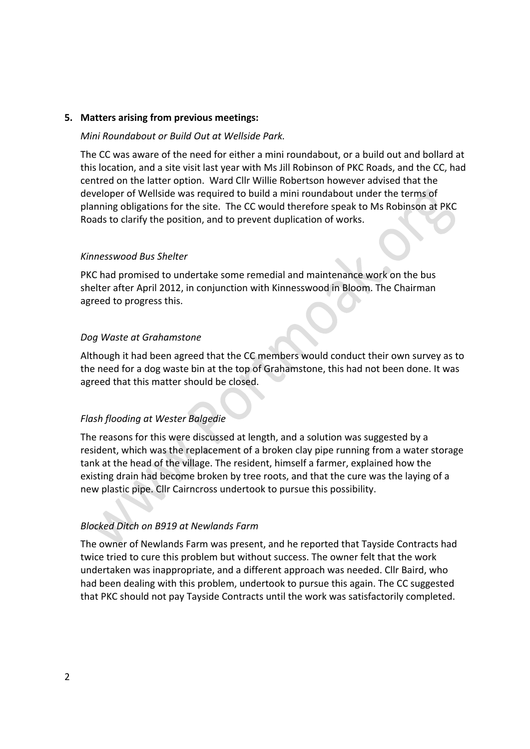**5. Matters arising from previous meetings:**

*Mini Roundabout or Build Out at Wellside Park.*

The CC was aware of the need for either a mini roundabout, or a build out and bollard at this location, and a site visit last year with Ms Jill Robinson of PKC Roads, and the CC, had centred on the latter option. Ward Cllr Willie Robertson however advised that the developer of Wellside was required to build a mini roundabout under the terms of planning obligations for the site. The CC would therefore speak to Ms Robinson at PKC Roads to clarify the position, and to prevent duplication of works.

*Kinnesswood Bus Shelter*

PKC had promised to undertake some remedial and maintenance work on the bus shelter after April 2012, in conjunction with Kinnesswood in Bloom. The Chairman agreed to progress this.

*Dog Waste at Grahamstone*

Although it had been agreed that the CC members would conduct their own survey as to the need for a dog waste bin at the top of Grahamstone, this had not been done. It was agreed that this matter should be closed.

*Flash flooding at Wester Balgedie*

The reasons for this were discussed at length, and a solution was suggested by a resident, which was the replacement of a broken clay pipe running from a water storage tank at the head of the village. The resident, himself a farmer, explained how the existing drain had become broken by tree roots, and that the cure was the laying of a new plastic pipe. Cllr Cairncross undertook to pursue this possibility.

*Blocked Ditch on B919 at Newlands Farm*

The owner of Newlands Farm was present, and he reported that Tayside Contracts had twice tried to cure this problem but without success. The owner felt that the work undertaken was inappropriate, and a different approach was needed. Cllr Baird, who had been dealing with this problem, undertook to pursue this again. The CC suggested that PKC should not pay Tayside Contracts until the work was satisfactorily completed.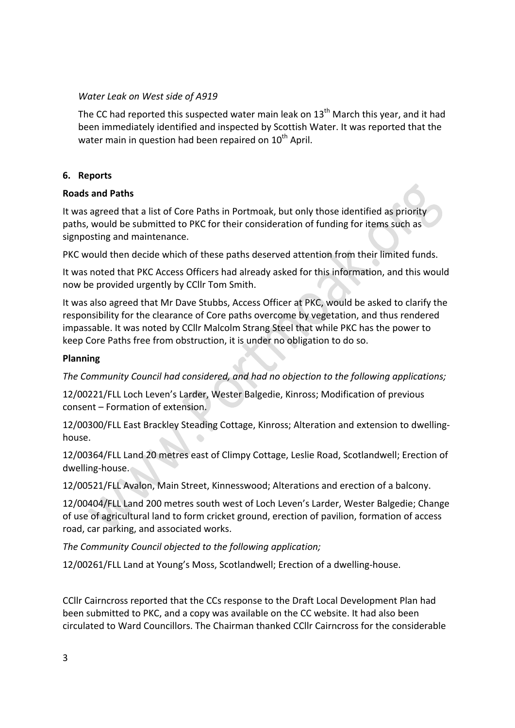*Water Leak on West side of A919*

The CC had reported this suspected water main leak on 13th March this year, and it had been immediately identified and inspected by Scottish Water. It was reported that the water main in question had been repaired on 10th April.

## 6. Reports

**Roads and Paths**

It was agreed that a list of Core Paths in Portmoak, but only those identified as priority paths, would be submitted to PKC for their consideration of funding for items such as signposting and maintenance.

PKC would then decide which of these paths deserved attention from their limited funds.

It was noted that PKC Access Officers had already asked for this information, and this would now be provided urgently by CCllr Tom Smith.

It was also agreed that Mr Dave Stubbs, Access Officer at PKC, would be asked to clarify the responsibility for the clearance of Core paths overcome by vegetation, and thus rendered impassable. It was noted by CCllr Malcolm Strang Steel that while PKC has the power to keep Core Paths free from obstruction, it is under no obligation to do so.

**Planning**

*The Community Council had considered, and had no objection to the following applications;*

12/00221/FLL Loch Leven's Larder, Wester Balgedie, Kinross; Modification of previous consent – Formation of extension.

12/00300/FLL East Brackley Steading Cottage, Kinross; Alteration and extension to dwelling-house.

12/00364/FLL Land 20 metres east of Climpy Cottage, Leslie Road, Scotlandwell; Erection of dwelling-house.

12/00521/FLL Avalon, Main Street, Kinnesswood; Alterations and erection of a balcony.

12/00404/FLL Land 200 metres south west of Loch Leven's Larder, Wester Balgedie; Change of use of agricultural land to form cricket ground, erection of pavilion, formation of access road, car parking, and associated works.

*The Community Council objected to the following application;*

12/00261/FLL Land at Young's Moss, Scotlandwell; Erection of a dwelling-house.

CCllr Cairncross reported that the CCs response to the Draft Local Development Plan had been submitted to PKC, and a copy was available on the CC website. It had also been circulated to Ward Councillors. The Chairman thanked CCllr Cairncross for the considerable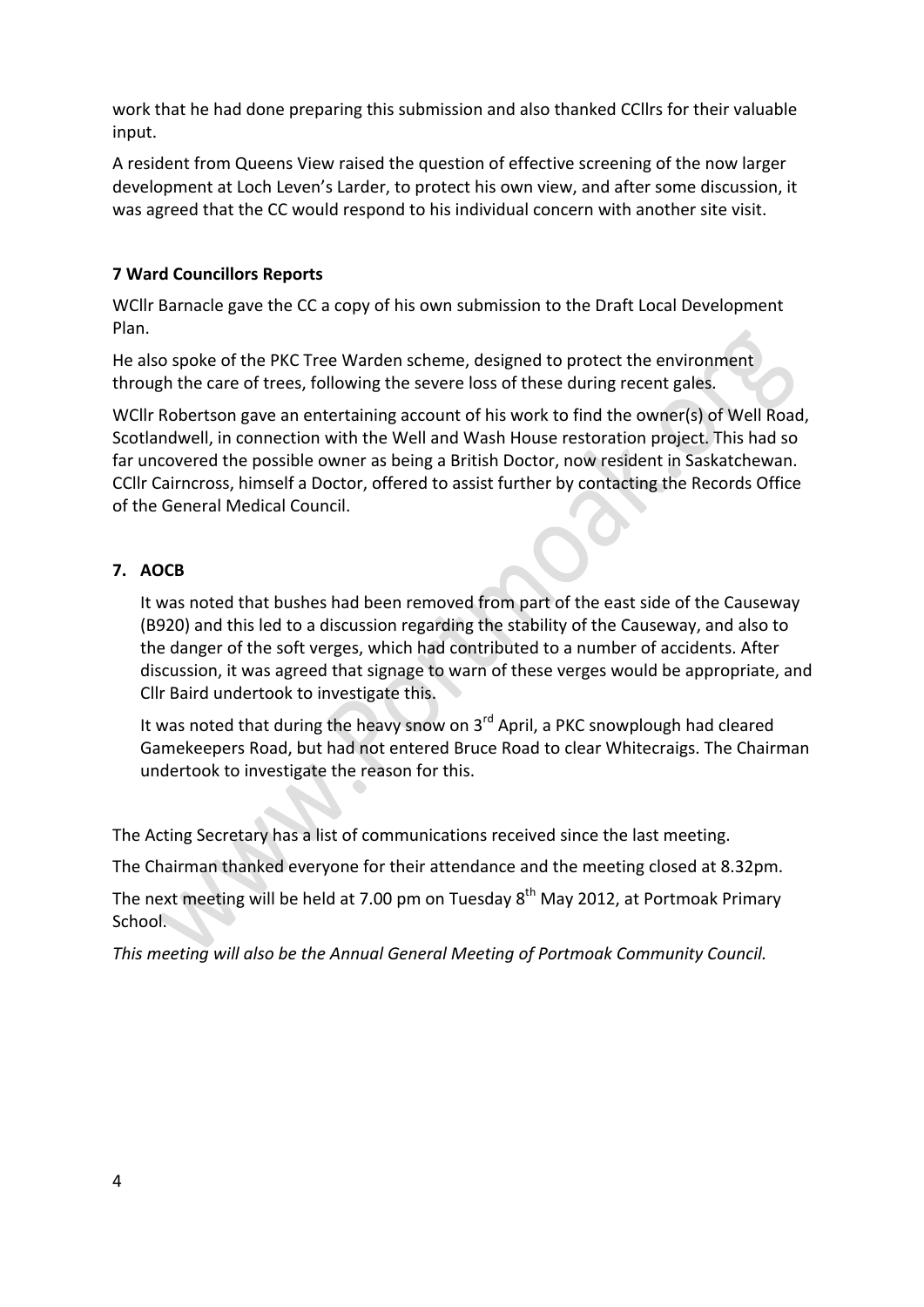work that he had done preparing this submission and also thanked CCllrs for their valuable input.

A resident from Queens View raised the question of effective screening of the now larger development at Loch Leven's Larder, to protect his own view, and after some discussion, it was agreed that the CC would respond to his individual concern with another site visit.

**7 Ward Councillors Reports**

WCllr Barnacle gave the CC a copy of his own submission to the Draft Local Development Plan.

He also spoke of the PKC Tree Warden scheme, designed to protect the environment through the care of trees, following the severe loss of these during recent gales.

WCllr Robertson gave an entertaining account of his work to find the owner(s) of Well Road, Scotlandwell, in connection with the Well and Wash House restoration project. This had so far uncovered the possible owner as being a British Doctor, now resident in Saskatchewan. CCllr Cairncross, himself a Doctor, offered to assist further by contacting the Records Office of the General Medical Council.

**7. AOCB**

It was noted that bushes had been removed from part of the east side of the Causeway (B920) and this led to a discussion regarding the stability of the Causeway, and also to the danger of the soft verges, which had contributed to a number of accidents. After discussion, it was agreed that signage to warn of these verges would be appropriate, and Cllr Baird undertook to investigate this.

It was noted that during the heavy snow on 3rd April, a PKC snowplough had cleared Gamekeepers Road, but had not entered Bruce Road to clear Whitecraigs. The Chairman undertook to investigate the reason for this.

The Acting Secretary has a list of communications received since the last meeting.

The Chairman thanked everyone for their attendance and the meeting closed at 8.32pm.

The next meeting will be held at 7.00 pm on Tuesday 8th May 2012, at Portmoak Primary School.

*This meeting will also be the Annual General Meeting of Portmoak Community Council.*